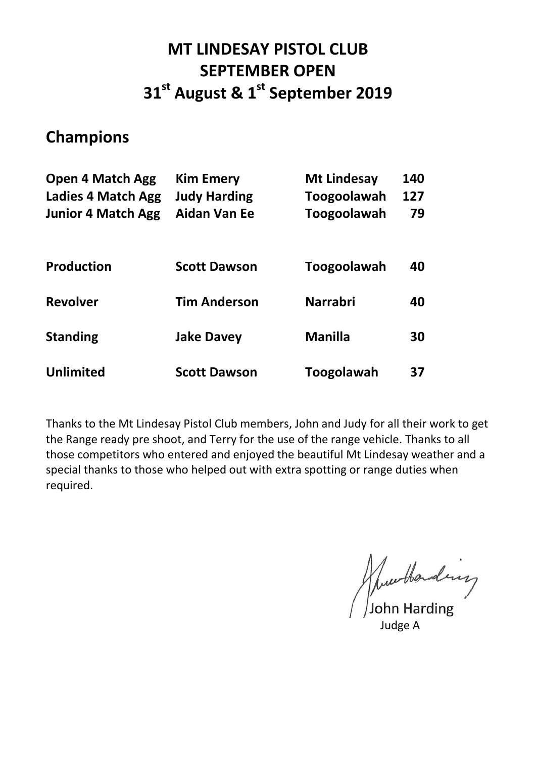# MT LINDESAY PISTOL CLUB
# SEPTEMBER OPEN
# 31st August & 1st September 2019

## Champions

| | | | |
|---|---|---|---|
| **Open 4 Match Agg** | **Kim Emery** | **Mt Lindesay** | **140** |
| **Ladies 4 Match Agg** | **Judy Harding** | **Toogoolawah** | **127** |
| **Junior 4 Match Agg** | **Aidan Van Ee** | **Toogoolawah** | **79** |
| **Production** | **Scott Dawson** | **Toogoolawah** | **40** |
| **Revolver** | **Tim Anderson** | **Narrabri** | **40** |
| **Standing** | **Jake Davey** | **Manilla** | **30** |
| **Unlimited** | **Scott Dawson** | **Toogolawah** | **37** |

Thanks to the Mt Lindesay Pistol Club members, John and Judy for all their work to get the Range ready pre shoot, and Terry for the use of the range vehicle. Thanks to all those competitors who entered and enjoyed the beautiful Mt Lindesay weather and a special thanks to those who helped out with extra spotting or range duties when required.

John Harding
Judge A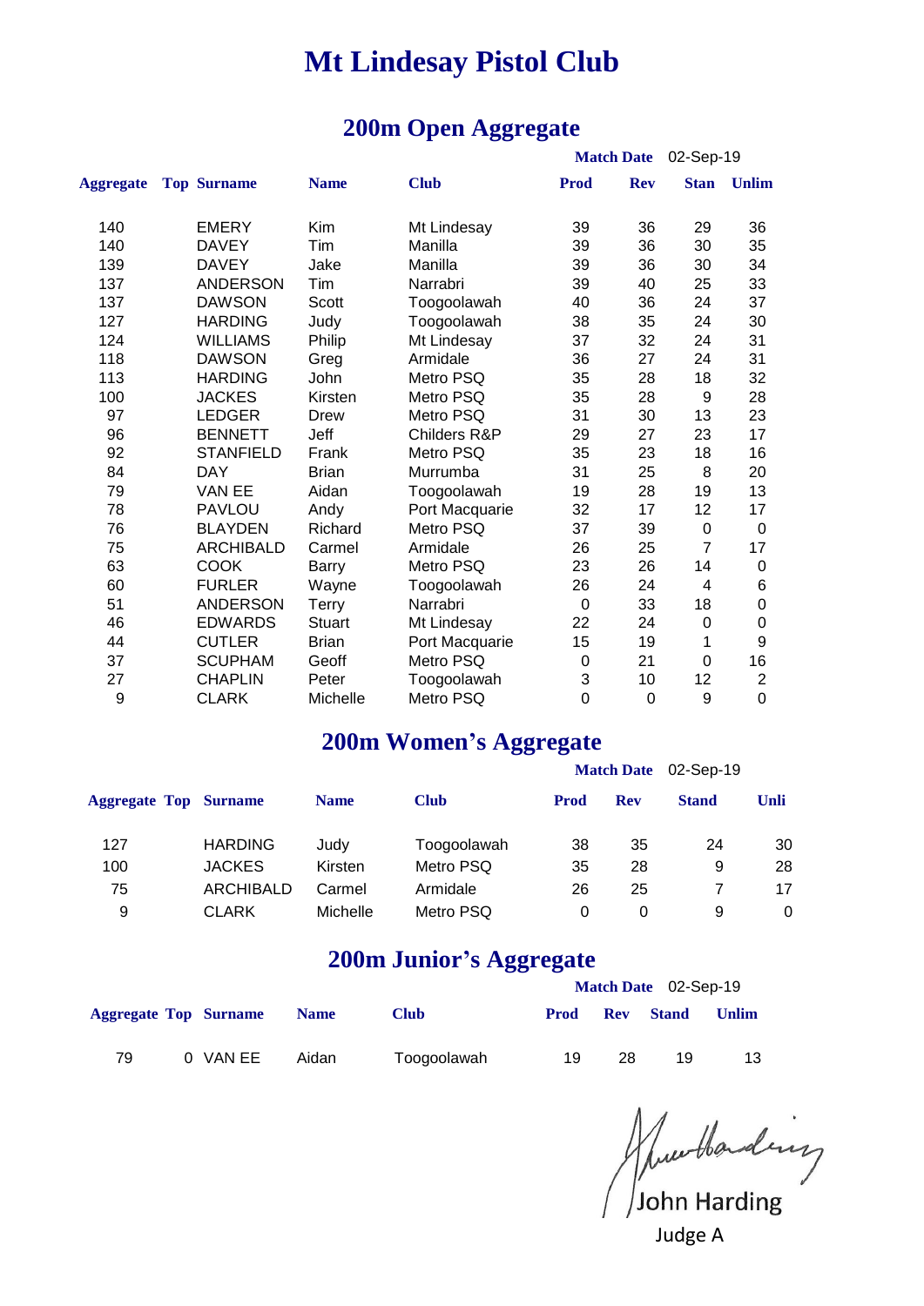# Mt Lindesay Pistol Club

## 200m Open Aggregate

**Match Date** 02-Sep-19

| Aggregate | Top | Surname | Name | Club | Prod | Rev | Stan | Unlim |
|---|---|---|---|---|---|---|---|---|
| 140 | | EMERY | Kim | Mt Lindesay | 39 | 36 | 29 | 36 |
| 140 | | DAVEY | Tim | Manilla | 39 | 36 | 30 | 35 |
| 139 | | DAVEY | Jake | Manilla | 39 | 36 | 30 | 34 |
| 137 | | ANDERSON | Tim | Narrabri | 39 | 40 | 25 | 33 |
| 137 | | DAWSON | Scott | Toogoolawah | 40 | 36 | 24 | 37 |
| 127 | | HARDING | Judy | Toogoolawah | 38 | 35 | 24 | 30 |
| 124 | | WILLIAMS | Philip | Mt Lindesay | 37 | 32 | 24 | 31 |
| 118 | | DAWSON | Greg | Armidale | 36 | 27 | 24 | 31 |
| 113 | | HARDING | John | Metro PSQ | 35 | 28 | 18 | 32 |
| 100 | | JACKES | Kirsten | Metro PSQ | 35 | 28 | 9 | 28 |
| 97 | | LEDGER | Drew | Metro PSQ | 31 | 30 | 13 | 23 |
| 96 | | BENNETT | Jeff | Childers R&P | 29 | 27 | 23 | 17 |
| 92 | | STANFIELD | Frank | Metro PSQ | 35 | 23 | 18 | 16 |
| 84 | | DAY | Brian | Murrumba | 31 | 25 | 8 | 20 |
| 79 | | VAN EE | Aidan | Toogoolawah | 19 | 28 | 19 | 13 |
| 78 | | PAVLOU | Andy | Port Macquarie | 32 | 17 | 12 | 17 |
| 76 | | BLAYDEN | Richard | Metro PSQ | 37 | 39 | 0 | 0 |
| 75 | | ARCHIBALD | Carmel | Armidale | 26 | 25 | 7 | 17 |
| 63 | | COOK | Barry | Metro PSQ | 23 | 26 | 14 | 0 |
| 60 | | FURLER | Wayne | Toogoolawah | 26 | 24 | 4 | 6 |
| 51 | | ANDERSON | Terry | Narrabri | 0 | 33 | 18 | 0 |
| 46 | | EDWARDS | Stuart | Mt Lindesay | 22 | 24 | 0 | 0 |
| 44 | | CUTLER | Brian | Port Macquarie | 15 | 19 | 1 | 9 |
| 37 | | SCUPHAM | Geoff | Metro PSQ | 0 | 21 | 0 | 16 |
| 27 | | CHAPLIN | Peter | Toogoolawah | 3 | 10 | 12 | 2 |
| 9 | | CLARK | Michelle | Metro PSQ | 0 | 0 | 9 | 0 |

## 200m Women's Aggregate

**Match Date** 02-Sep-19

| Aggregate | Top | Surname | Name | Club | Prod | Rev | Stand | Unli |
|---|---|---|---|---|---|---|---|---|
| 127 | | HARDING | Judy | Toogoolawah | 38 | 35 | 24 | 30 |
| 100 | | JACKES | Kirsten | Metro PSQ | 35 | 28 | 9 | 28 |
| 75 | | ARCHIBALD | Carmel | Armidale | 26 | 25 | 7 | 17 |
| 9 | | CLARK | Michelle | Metro PSQ | 0 | 0 | 9 | 0 |

## 200m Junior's Aggregate

**Match Date** 02-Sep-19

| Aggregate | Top | Surname | Name | Club | Prod | Rev | Stand | Unlim |
|---|---|---|---|---|---|---|---|---|
| 79 | 0 | VAN EE | Aidan | Toogoolawah | 19 | 28 | 19 | 13 |

John Harding
Judge A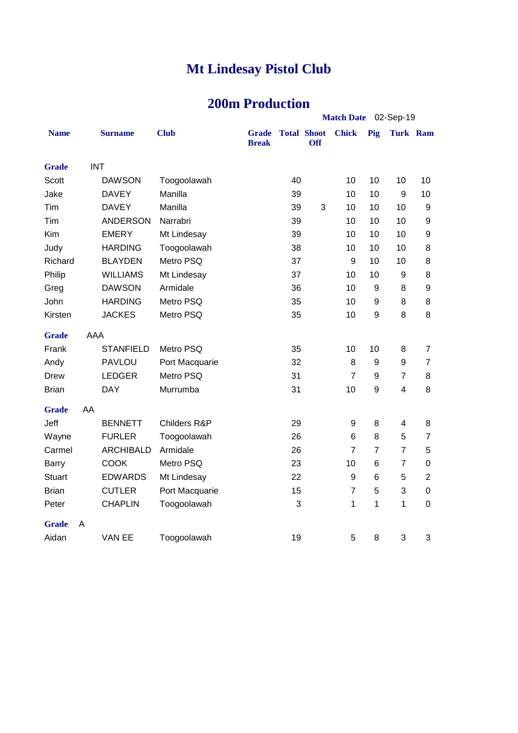# Mt Lindesay Pistol Club

## 200m Production

**Match Date** 02-Sep-19

| Name | Surname | Club | Grade Break | Total | Shoot Off | Chick | Pig | Turk | Ram |
|---|---|---|---|---|---|---|---|---|---|
| **Grade** INT | | | | | | | | | |
| Scott | DAWSON | Toogoolawah | | 40 | | 10 | 10 | 10 | 10 |
| Jake | DAVEY | Manilla | | 39 | | 10 | 10 | 9 | 10 |
| Tim | DAVEY | Manilla | | 39 | 3 | 10 | 10 | 10 | 9 |
| Tim | ANDERSON | Narrabri | | 39 | | 10 | 10 | 10 | 9 |
| Kim | EMERY | Mt Lindesay | | 39 | | 10 | 10 | 10 | 9 |
| Judy | HARDING | Toogoolawah | | 38 | | 10 | 10 | 10 | 8 |
| Richard | BLAYDEN | Metro PSQ | | 37 | | 9 | 10 | 10 | 8 |
| Philip | WILLIAMS | Mt Lindesay | | 37 | | 10 | 10 | 9 | 8 |
| Greg | DAWSON | Armidale | | 36 | | 10 | 9 | 8 | 9 |
| John | HARDING | Metro PSQ | | 35 | | 10 | 9 | 8 | 8 |
| Kirsten | JACKES | Metro PSQ | | 35 | | 10 | 9 | 8 | 8 |
| **Grade** AAA | | | | | | | | | |
| Frank | STANFIELD | Metro PSQ | | 35 | | 10 | 10 | 8 | 7 |
| Andy | PAVLOU | Port Macquarie | | 32 | | 8 | 9 | 9 | 7 |
| Drew | LEDGER | Metro PSQ | | 31 | | 7 | 9 | 7 | 8 |
| Brian | DAY | Murrumba | | 31 | | 10 | 9 | 4 | 8 |
| **Grade** AA | | | | | | | | | |
| Jeff | BENNETT | Childers R&P | | 29 | | 9 | 8 | 4 | 8 |
| Wayne | FURLER | Toogoolawah | | 26 | | 6 | 8 | 5 | 7 |
| Carmel | ARCHIBALD | Armidale | | 26 | | 7 | 7 | 7 | 5 |
| Barry | COOK | Metro PSQ | | 23 | | 10 | 6 | 7 | 0 |
| Stuart | EDWARDS | Mt Lindesay | | 22 | | 9 | 6 | 5 | 2 |
| Brian | CUTLER | Port Macquarie | | 15 | | 7 | 5 | 3 | 0 |
| Peter | CHAPLIN | Toogoolawah | | 3 | | 1 | 1 | 1 | 0 |
| **Grade** A | | | | | | | | | |
| Aidan | VAN EE | Toogoolawah | | 19 | | 5 | 8 | 3 | 3 |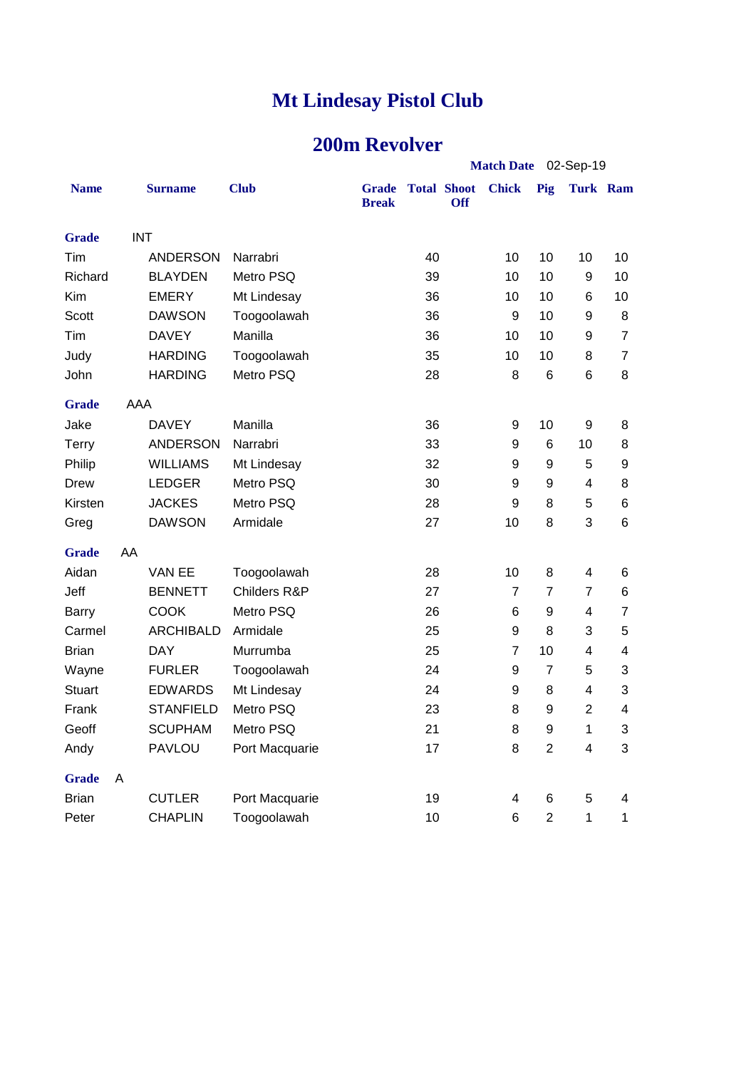# Mt Lindesay Pistol Club

## 200m Revolver

**Match Date** 02-Sep-19

| Name | Surname | Club | Grade Break | Total | Shoot Off | Chick | Pig | Turk | Ram |
|---|---|---|---|---|---|---|---|---|---|
| **Grade** | INT | | | | | | | | |
| Tim | ANDERSON | Narrabri | | 40 | | 10 | 10 | 10 | 10 |
| Richard | BLAYDEN | Metro PSQ | | 39 | | 10 | 10 | 9 | 10 |
| Kim | EMERY | Mt Lindesay | | 36 | | 10 | 10 | 6 | 10 |
| Scott | DAWSON | Toogoolawah | | 36 | | 9 | 10 | 9 | 8 |
| Tim | DAVEY | Manilla | | 36 | | 10 | 10 | 9 | 7 |
| Judy | HARDING | Toogoolawah | | 35 | | 10 | 10 | 8 | 7 |
| John | HARDING | Metro PSQ | | 28 | | 8 | 6 | 6 | 8 |
| **Grade** | AAA | | | | | | | | |
| Jake | DAVEY | Manilla | | 36 | | 9 | 10 | 9 | 8 |
| Terry | ANDERSON | Narrabri | | 33 | | 9 | 6 | 10 | 8 |
| Philip | WILLIAMS | Mt Lindesay | | 32 | | 9 | 9 | 5 | 9 |
| Drew | LEDGER | Metro PSQ | | 30 | | 9 | 9 | 4 | 8 |
| Kirsten | JACKES | Metro PSQ | | 28 | | 9 | 8 | 5 | 6 |
| Greg | DAWSON | Armidale | | 27 | | 10 | 8 | 3 | 6 |
| **Grade** | AA | | | | | | | | |
| Aidan | VAN EE | Toogoolawah | | 28 | | 10 | 8 | 4 | 6 |
| Jeff | BENNETT | Childers R&P | | 27 | | 7 | 7 | 7 | 6 |
| Barry | COOK | Metro PSQ | | 26 | | 6 | 9 | 4 | 7 |
| Carmel | ARCHIBALD | Armidale | | 25 | | 9 | 8 | 3 | 5 |
| Brian | DAY | Murrumba | | 25 | | 7 | 10 | 4 | 4 |
| Wayne | FURLER | Toogoolawah | | 24 | | 9 | 7 | 5 | 3 |
| Stuart | EDWARDS | Mt Lindesay | | 24 | | 9 | 8 | 4 | 3 |
| Frank | STANFIELD | Metro PSQ | | 23 | | 8 | 9 | 2 | 4 |
| Geoff | SCUPHAM | Metro PSQ | | 21 | | 8 | 9 | 1 | 3 |
| Andy | PAVLOU | Port Macquarie | | 17 | | 8 | 2 | 4 | 3 |
| **Grade** | A | | | | | | | | |
| Brian | CUTLER | Port Macquarie | | 19 | | 4 | 6 | 5 | 4 |
| Peter | CHAPLIN | Toogoolawah | | 10 | | 6 | 2 | 1 | 1 |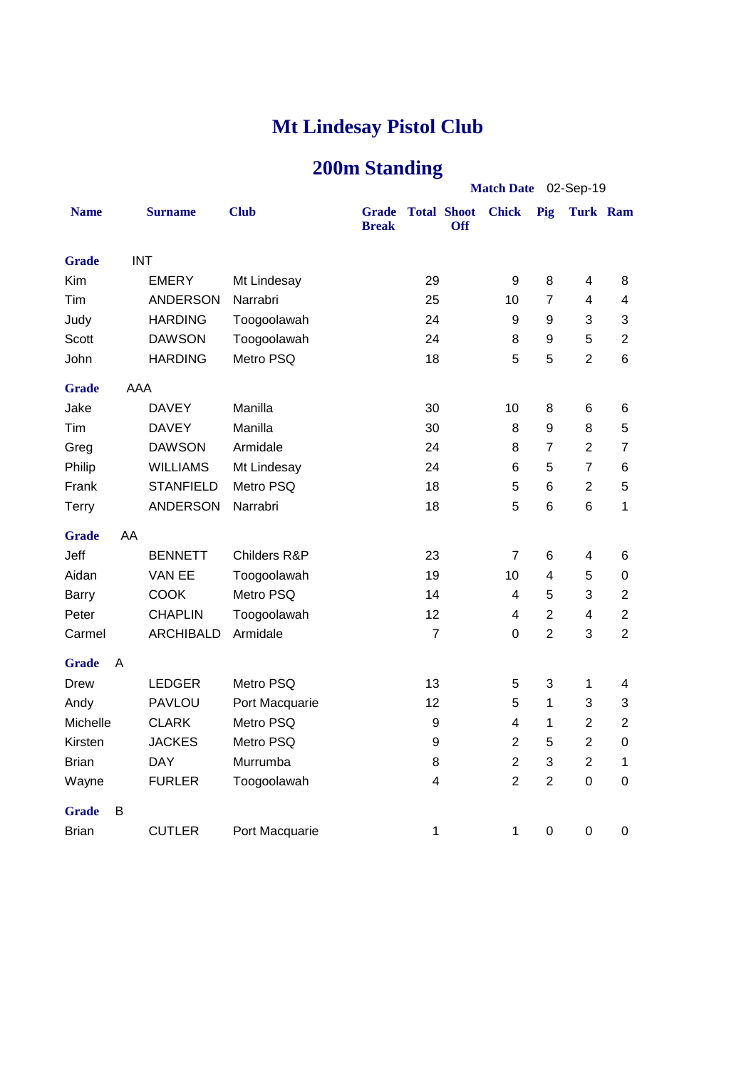# Mt Lindesay Pistol Club

## 200m Standing

**Match Date** 02-Sep-19

| Name | Surname | Club | Grade Break | Total | Shoot Off | Chick | Pig | Turk | Ram |
|---|---|---|---|---|---|---|---|---|---|
| **Grade** INT | | | | | | | | | |
| Kim | EMERY | Mt Lindesay | | 29 | | 9 | 8 | 4 | 8 |
| Tim | ANDERSON | Narrabri | | 25 | | 10 | 7 | 4 | 4 |
| Judy | HARDING | Toogoolawah | | 24 | | 9 | 9 | 3 | 3 |
| Scott | DAWSON | Toogoolawah | | 24 | | 8 | 9 | 5 | 2 |
| John | HARDING | Metro PSQ | | 18 | | 5 | 5 | 2 | 6 |
| **Grade** AAA | | | | | | | | | |
| Jake | DAVEY | Manilla | | 30 | | 10 | 8 | 6 | 6 |
| Tim | DAVEY | Manilla | | 30 | | 8 | 9 | 8 | 5 |
| Greg | DAWSON | Armidale | | 24 | | 8 | 7 | 2 | 7 |
| Philip | WILLIAMS | Mt Lindesay | | 24 | | 6 | 5 | 7 | 6 |
| Frank | STANFIELD | Metro PSQ | | 18 | | 5 | 6 | 2 | 5 |
| Terry | ANDERSON | Narrabri | | 18 | | 5 | 6 | 6 | 1 |
| **Grade** AA | | | | | | | | | |
| Jeff | BENNETT | Childers R&P | | 23 | | 7 | 6 | 4 | 6 |
| Aidan | VAN EE | Toogoolawah | | 19 | | 10 | 4 | 5 | 0 |
| Barry | COOK | Metro PSQ | | 14 | | 4 | 5 | 3 | 2 |
| Peter | CHAPLIN | Toogoolawah | | 12 | | 4 | 2 | 4 | 2 |
| Carmel | ARCHIBALD | Armidale | | 7 | | 0 | 2 | 3 | 2 |
| **Grade** A | | | | | | | | | |
| Drew | LEDGER | Metro PSQ | | 13 | | 5 | 3 | 1 | 4 |
| Andy | PAVLOU | Port Macquarie | | 12 | | 5 | 1 | 3 | 3 |
| Michelle | CLARK | Metro PSQ | | 9 | | 4 | 1 | 2 | 2 |
| Kirsten | JACKES | Metro PSQ | | 9 | | 2 | 5 | 2 | 0 |
| Brian | DAY | Murrumba | | 8 | | 2 | 3 | 2 | 1 |
| Wayne | FURLER | Toogoolawah | | 4 | | 2 | 2 | 0 | 0 |
| **Grade** B | | | | | | | | | |
| Brian | CUTLER | Port Macquarie | | 1 | | 1 | 0 | 0 | 0 |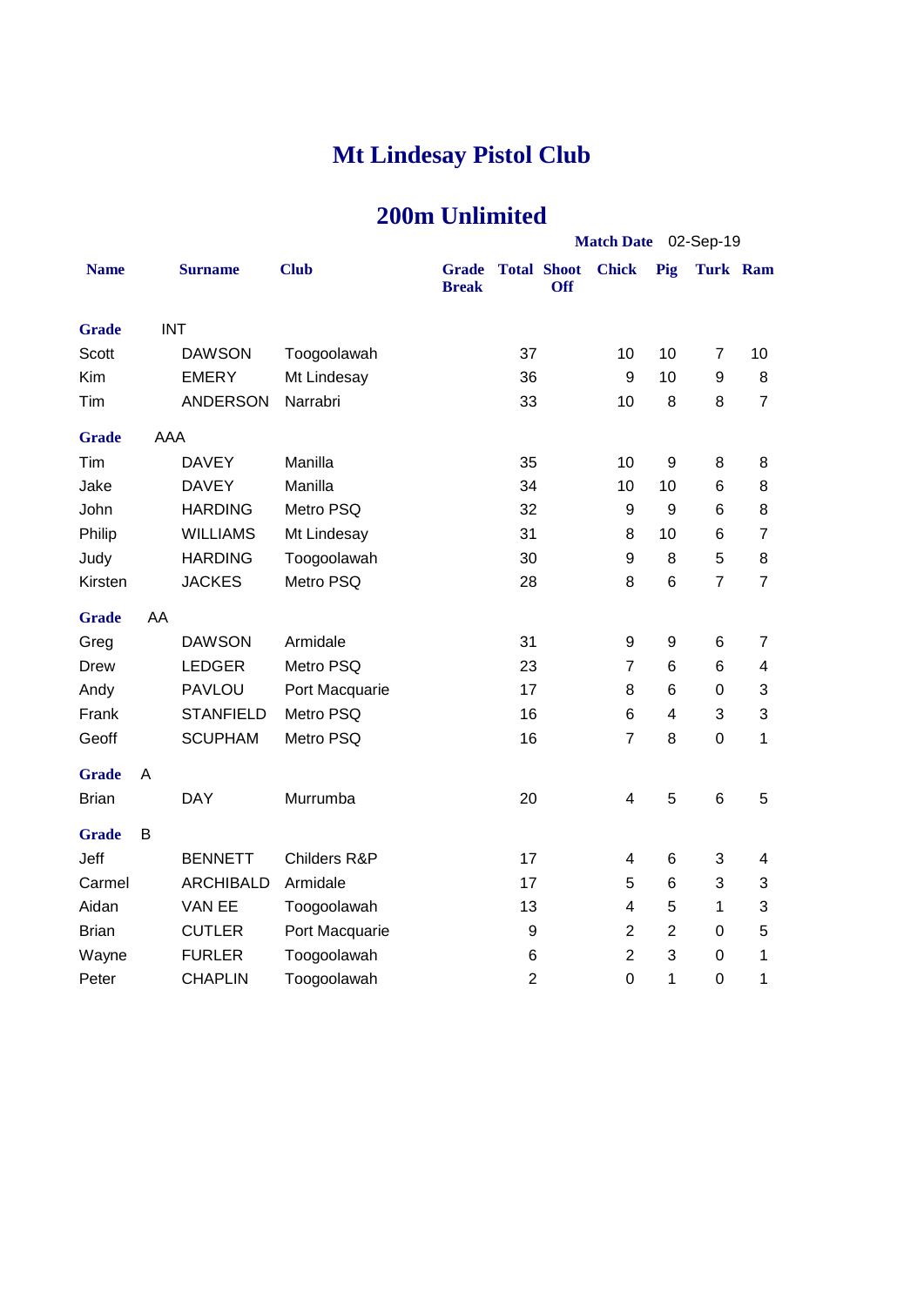# Mt Lindesay Pistol Club

## 200m Unlimited

**Match Date** 02-Sep-19

| Name | Surname | Club | Grade Break | Total | Shoot Off | Chick | Pig | Turk | Ram |
|---|---|---|---|---|---|---|---|---|---|
| **Grade** INT | | | | | | | | | |
| Scott | DAWSON | Toogoolawah | | 37 | | 10 | 10 | 7 | 10 |
| Kim | EMERY | Mt Lindesay | | 36 | | 9 | 10 | 9 | 8 |
| Tim | ANDERSON | Narrabri | | 33 | | 10 | 8 | 8 | 7 |
| **Grade** AAA | | | | | | | | | |
| Tim | DAVEY | Manilla | | 35 | | 10 | 9 | 8 | 8 |
| Jake | DAVEY | Manilla | | 34 | | 10 | 10 | 6 | 8 |
| John | HARDING | Metro PSQ | | 32 | | 9 | 9 | 6 | 8 |
| Philip | WILLIAMS | Mt Lindesay | | 31 | | 8 | 10 | 6 | 7 |
| Judy | HARDING | Toogoolawah | | 30 | | 9 | 8 | 5 | 8 |
| Kirsten | JACKES | Metro PSQ | | 28 | | 8 | 6 | 7 | 7 |
| **Grade** AA | | | | | | | | | |
| Greg | DAWSON | Armidale | | 31 | | 9 | 9 | 6 | 7 |
| Drew | LEDGER | Metro PSQ | | 23 | | 7 | 6 | 6 | 4 |
| Andy | PAVLOU | Port Macquarie | | 17 | | 8 | 6 | 0 | 3 |
| Frank | STANFIELD | Metro PSQ | | 16 | | 6 | 4 | 3 | 3 |
| Geoff | SCUPHAM | Metro PSQ | | 16 | | 7 | 8 | 0 | 1 |
| **Grade** A | | | | | | | | | |
| Brian | DAY | Murrumba | | 20 | | 4 | 5 | 6 | 5 |
| **Grade** B | | | | | | | | | |
| Jeff | BENNETT | Childers R&P | | 17 | | 4 | 6 | 3 | 4 |
| Carmel | ARCHIBALD | Armidale | | 17 | | 5 | 6 | 3 | 3 |
| Aidan | VAN EE | Toogoolawah | | 13 | | 4 | 5 | 1 | 3 |
| Brian | CUTLER | Port Macquarie | | 9 | | 2 | 2 | 0 | 5 |
| Wayne | FURLER | Toogoolawah | | 6 | | 2 | 3 | 0 | 1 |
| Peter | CHAPLIN | Toogoolawah | | 2 | | 0 | 1 | 0 | 1 |